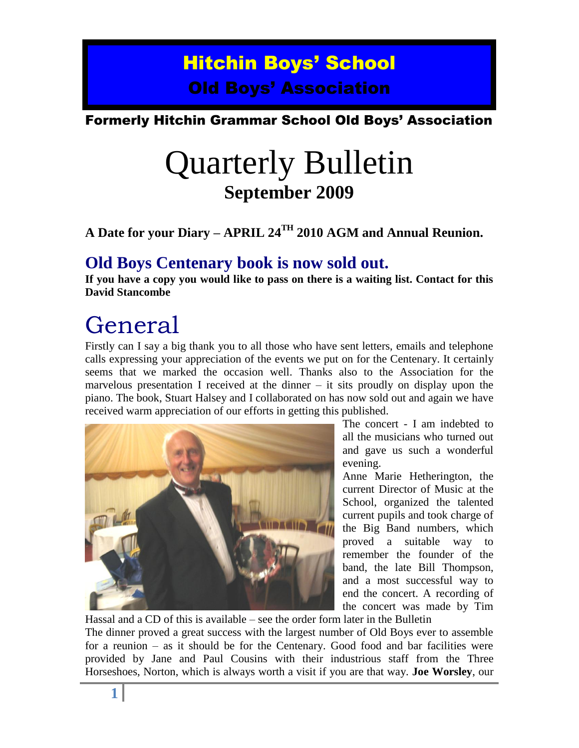# Hitchin Boys' School
## Old Boys' Association

**Formerly Hitchin Grammar School Old Boys' Association**

# Quarterly Bulletin
## September 2009

**A Date for your Diary – APRIL 24TH 2010 AGM and Annual Reunion.**

## Old Boys Centenary book is now sold out.

**If you have a copy you would like to pass on there is a waiting list. Contact for this David Stancombe**

# General

Firstly can I say a big thank you to all those who have sent letters, emails and telephone calls expressing your appreciation of the events we put on for the Centenary. It certainly seems that we marked the occasion well. Thanks also to the Association for the marvelous presentation I received at the dinner – it sits proudly on display upon the piano. The book, Stuart Halsey and I collaborated on has now sold out and again we have received warm appreciation of our efforts in getting this published.

The concert - I am indebted to all the musicians who turned out and gave us such a wonderful evening.

Anne Marie Hetherington, the current Director of Music at the School, organized the talented current pupils and took charge of the Big Band numbers, which proved a suitable way to remember the founder of the band, the late Bill Thompson, and a most successful way to end the concert. A recording of the concert was made by Tim Hassal and a CD of this is available – see the order form later in the Bulletin

The dinner proved a great success with the largest number of Old Boys ever to assemble for a reunion – as it should be for the Centenary. Good food and bar facilities were provided by Jane and Paul Cousins with their industrious staff from the Three Horseshoes, Norton, which is always worth a visit if you are that way. **Joe Worsley**, our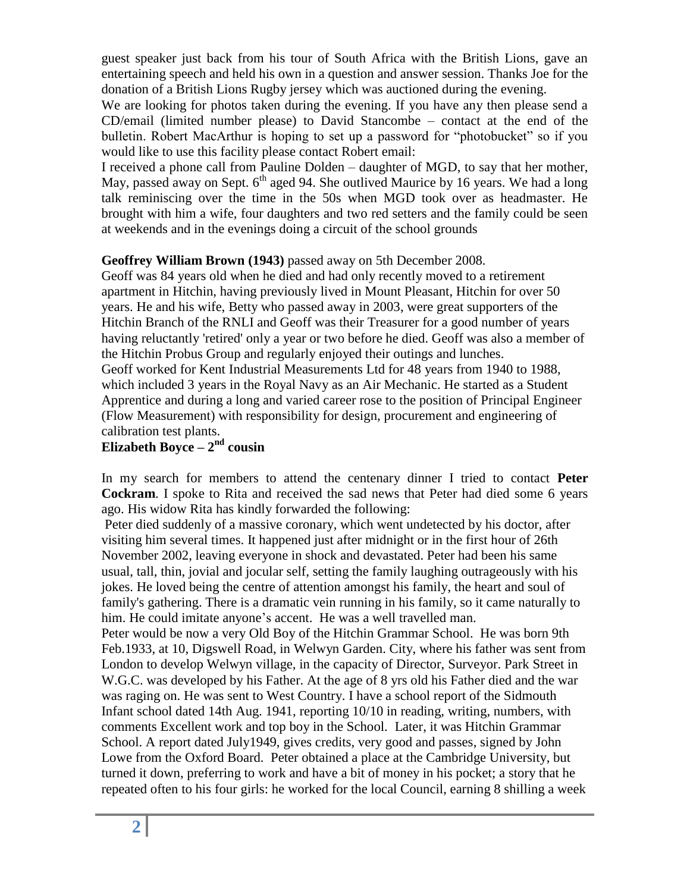guest speaker just back from his tour of South Africa with the British Lions, gave an entertaining speech and held his own in a question and answer session. Thanks Joe for the donation of a British Lions Rugby jersey which was auctioned during the evening.

We are looking for photos taken during the evening. If you have any then please send a CD/email (limited number please) to David Stancombe – contact at the end of the bulletin. Robert MacArthur is hoping to set up a password for "photobucket" so if you would like to use this facility please contact Robert email:

I received a phone call from Pauline Dolden – daughter of MGD, to say that her mother, May, passed away on Sept. 6th aged 94. She outlived Maurice by 16 years. We had a long talk reminiscing over the time in the 50s when MGD took over as headmaster. He brought with him a wife, four daughters and two red setters and the family could be seen at weekends and in the evenings doing a circuit of the school grounds

**Geoffrey William Brown (1943)** passed away on 5th December 2008.

Geoff was 84 years old when he died and had only recently moved to a retirement apartment in Hitchin, having previously lived in Mount Pleasant, Hitchin for over 50 years. He and his wife, Betty who passed away in 2003, were great supporters of the Hitchin Branch of the RNLI and Geoff was their Treasurer for a good number of years having reluctantly 'retired' only a year or two before he died. Geoff was also a member of the Hitchin Probus Group and regularly enjoyed their outings and lunches.

Geoff worked for Kent Industrial Measurements Ltd for 48 years from 1940 to 1988, which included 3 years in the Royal Navy as an Air Mechanic. He started as a Student Apprentice and during a long and varied career rose to the position of Principal Engineer (Flow Measurement) with responsibility for design, procurement and engineering of calibration test plants.

**Elizabeth Boyce – 2nd cousin**

In my search for members to attend the centenary dinner I tried to contact **Peter Cockram**. I spoke to Rita and received the sad news that Peter had died some 6 years ago. His widow Rita has kindly forwarded the following:

Peter died suddenly of a massive coronary, which went undetected by his doctor, after visiting him several times. It happened just after midnight or in the first hour of 26th November 2002, leaving everyone in shock and devastated. Peter had been his same usual, tall, thin, jovial and jocular self, setting the family laughing outrageously with his jokes. He loved being the centre of attention amongst his family, the heart and soul of family's gathering. There is a dramatic vein running in his family, so it came naturally to him. He could imitate anyone's accent. He was a well travelled man.

Peter would be now a very Old Boy of the Hitchin Grammar School. He was born 9th Feb.1933, at 10, Digswell Road, in Welwyn Garden. City, where his father was sent from London to develop Welwyn village, in the capacity of Director, Surveyor. Park Street in W.G.C. was developed by his Father. At the age of 8 yrs old his Father died and the war was raging on. He was sent to West Country. I have a school report of the Sidmouth Infant school dated 14th Aug. 1941, reporting 10/10 in reading, writing, numbers, with comments Excellent work and top boy in the School. Later, it was Hitchin Grammar School. A report dated July1949, gives credits, very good and passes, signed by John Lowe from the Oxford Board. Peter obtained a place at the Cambridge University, but turned it down, preferring to work and have a bit of money in his pocket; a story that he repeated often to his four girls: he worked for the local Council, earning 8 shilling a week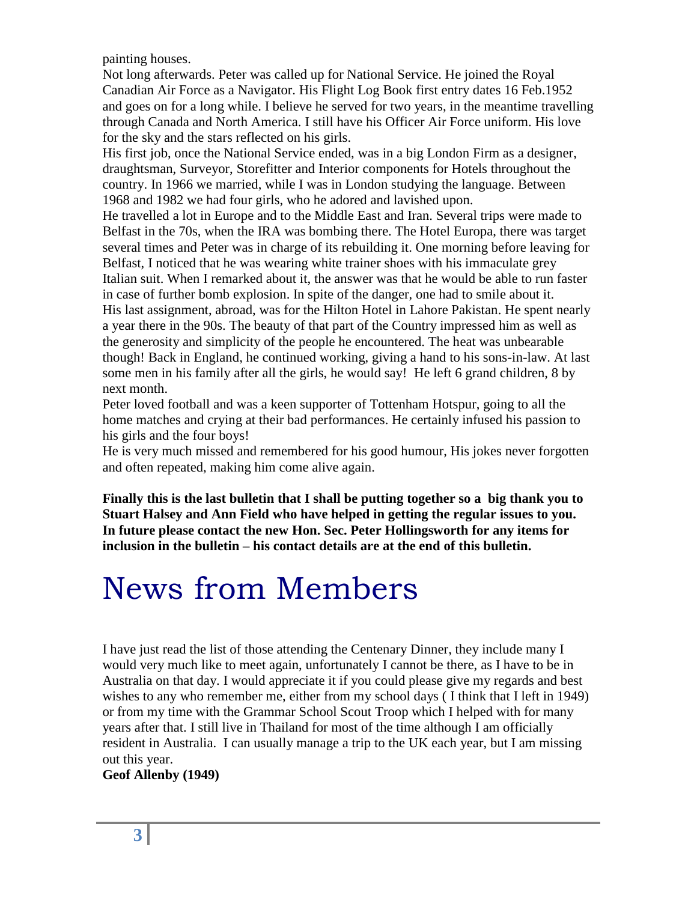painting houses.

Not long afterwards. Peter was called up for National Service. He joined the Royal Canadian Air Force as a Navigator. His Flight Log Book first entry dates 16 Feb.1952 and goes on for a long while. I believe he served for two years, in the meantime travelling through Canada and North America. I still have his Officer Air Force uniform. His love for the sky and the stars reflected on his girls.

His first job, once the National Service ended, was in a big London Firm as a designer, draughtsman, Surveyor, Storefitter and Interior components for Hotels throughout the country. In 1966 we married, while I was in London studying the language. Between 1968 and 1982 we had four girls, who he adored and lavished upon.

He travelled a lot in Europe and to the Middle East and Iran. Several trips were made to Belfast in the 70s, when the IRA was bombing there. The Hotel Europa, there was target several times and Peter was in charge of its rebuilding it. One morning before leaving for Belfast, I noticed that he was wearing white trainer shoes with his immaculate grey Italian suit. When I remarked about it, the answer was that he would be able to run faster in case of further bomb explosion. In spite of the danger, one had to smile about it.

His last assignment, abroad, was for the Hilton Hotel in Lahore Pakistan. He spent nearly a year there in the 90s. The beauty of that part of the Country impressed him as well as the generosity and simplicity of the people he encountered. The heat was unbearable though! Back in England, he continued working, giving a hand to his sons-in-law. At last some men in his family after all the girls, he would say! He left 6 grand children, 8 by next month.

Peter loved football and was a keen supporter of Tottenham Hotspur, going to all the home matches and crying at their bad performances. He certainly infused his passion to his girls and the four boys!

He is very much missed and remembered for his good humour, His jokes never forgotten and often repeated, making him come alive again.

**Finally this is the last bulletin that I shall be putting together so a big thank you to Stuart Halsey and Ann Field who have helped in getting the regular issues to you. In future please contact the new Hon. Sec. Peter Hollingsworth for any items for inclusion in the bulletin – his contact details are at the end of this bulletin.**

# News from Members

I have just read the list of those attending the Centenary Dinner, they include many I would very much like to meet again, unfortunately I cannot be there, as I have to be in Australia on that day. I would appreciate it if you could please give my regards and best wishes to any who remember me, either from my school days ( I think that I left in 1949) or from my time with the Grammar School Scout Troop which I helped with for many years after that. I still live in Thailand for most of the time although I am officially resident in Australia. I can usually manage a trip to the UK each year, but I am missing out this year.

**Geof Allenby (1949)**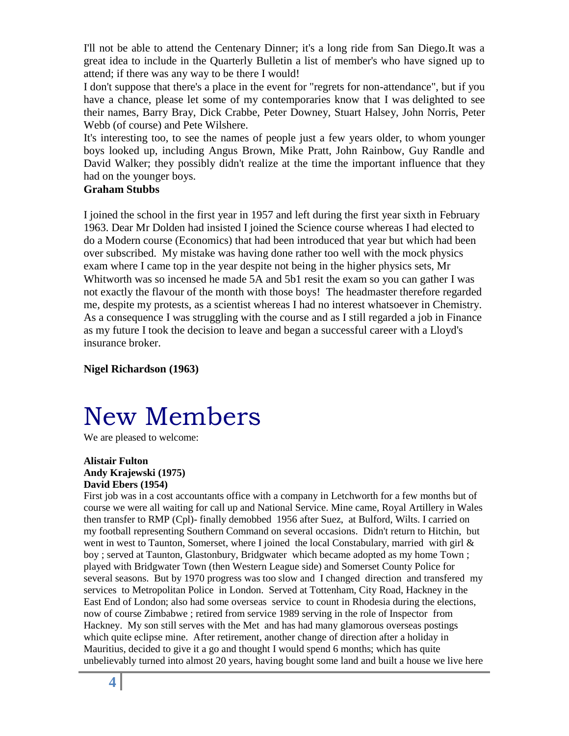I'll not be able to attend the Centenary Dinner; it's a long ride from San Diego.It was a great idea to include in the Quarterly Bulletin a list of member's who have signed up to attend; if there was any way to be there I would!

I don't suppose that there's a place in the event for "regrets for non-attendance", but if you have a chance, please let some of my contemporaries know that I was delighted to see their names, Barry Bray, Dick Crabbe, Peter Downey, Stuart Halsey, John Norris, Peter Webb (of course) and Pete Wilshere.

It's interesting too, to see the names of people just a few years older, to whom younger boys looked up, including Angus Brown, Mike Pratt, John Rainbow, Guy Randle and David Walker; they possibly didn't realize at the time the important influence that they had on the younger boys.

**Graham Stubbs**

I joined the school in the first year in 1957 and left during the first year sixth in February 1963. Dear Mr Dolden had insisted I joined the Science course whereas I had elected to do a Modern course (Economics) that had been introduced that year but which had been over subscribed. My mistake was having done rather too well with the mock physics exam where I came top in the year despite not being in the higher physics sets, Mr Whitworth was so incensed he made 5A and 5b1 resit the exam so you can gather I was not exactly the flavour of the month with those boys! The headmaster therefore regarded me, despite my protests, as a scientist whereas I had no interest whatsoever in Chemistry. As a consequence I was struggling with the course and as I still regarded a job in Finance as my future I took the decision to leave and began a successful career with a Lloyd's insurance broker.

**Nigel Richardson (1963)**

# New Members

We are pleased to welcome:

**Alistair Fulton**
**Andy Krajewski (1975)**
**David Ebers (1954)**

First job was in a cost accountants office with a company in Letchworth for a few months but of course we were all waiting for call up and National Service. Mine came, Royal Artillery in Wales then transfer to RMP (Cpl)- finally demobbed 1956 after Suez, at Bulford, Wilts. I carried on my football representing Southern Command on several occasions. Didn't return to Hitchin, but went in west to Taunton, Somerset, where I joined the local Constabulary, married with girl & boy ; served at Taunton, Glastonbury, Bridgwater which became adopted as my home Town ; played with Bridgwater Town (then Western League side) and Somerset County Police for several seasons. But by 1970 progress was too slow and I changed direction and transfered my services to Metropolitan Police in London. Served at Tottenham, City Road, Hackney in the East End of London; also had some overseas service to count in Rhodesia during the elections, now of course Zimbabwe ; retired from service 1989 serving in the role of Inspector from Hackney. My son still serves with the Met and has had many glamorous overseas postings which quite eclipse mine. After retirement, another change of direction after a holiday in Mauritius, decided to give it a go and thought I would spend 6 months; which has quite unbelievably turned into almost 20 years, having bought some land and built a house we live here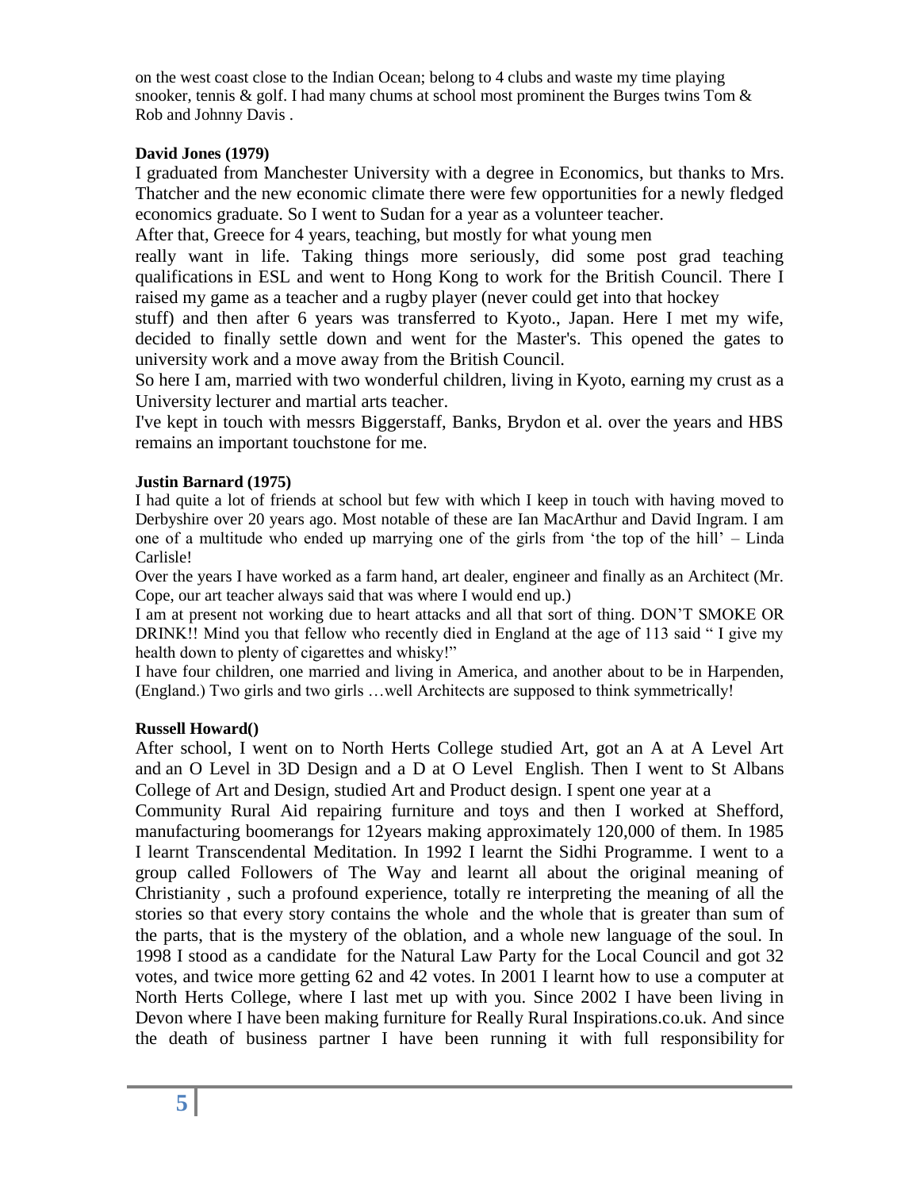on the west coast close to the Indian Ocean; belong to 4 clubs and waste my time playing snooker, tennis & golf. I had many chums at school most prominent the Burges twins Tom & Rob and Johnny Davis .

**David Jones (1979)**

I graduated from Manchester University with a degree in Economics, but thanks to Mrs. Thatcher and the new economic climate there were few opportunities for a newly fledged economics graduate. So I went to Sudan for a year as a volunteer teacher.

After that, Greece for 4 years, teaching, but mostly for what young men really want in life. Taking things more seriously, did some post grad teaching qualifications in ESL and went to Hong Kong to work for the British Council. There I raised my game as a teacher and a rugby player (never could get into that hockey stuff) and then after 6 years was transferred to Kyoto., Japan. Here I met my wife, decided to finally settle down and went for the Master's. This opened the gates to university work and a move away from the British Council.

So here I am, married with two wonderful children, living in Kyoto, earning my crust as a University lecturer and martial arts teacher.

I've kept in touch with messrs Biggerstaff, Banks, Brydon et al. over the years and HBS remains an important touchstone for me.

**Justin Barnard (1975)**

I had quite a lot of friends at school but few with which I keep in touch with having moved to Derbyshire over 20 years ago. Most notable of these are Ian MacArthur and David Ingram. I am one of a multitude who ended up marrying one of the girls from 'the top of the hill' – Linda Carlisle!

Over the years I have worked as a farm hand, art dealer, engineer and finally as an Architect (Mr. Cope, our art teacher always said that was where I would end up.)

I am at present not working due to heart attacks and all that sort of thing. DON'T SMOKE OR DRINK!! Mind you that fellow who recently died in England at the age of 113 said " I give my health down to plenty of cigarettes and whisky!"

I have four children, one married and living in America, and another about to be in Harpenden, (England.) Two girls and two girls …well Architects are supposed to think symmetrically!

**Russell Howard()**

After school, I went on to North Herts College studied Art, got an A at A Level Art and an O Level in 3D Design and a D at O Level English. Then I went to St Albans College of Art and Design, studied Art and Product design. I spent one year at a Community Rural Aid repairing furniture and toys and then I worked at Shefford, manufacturing boomerangs for 12years making approximately 120,000 of them. In 1985 I learnt Transcendental Meditation. In 1992 I learnt the Sidhi Programme. I went to a group called Followers of The Way and learnt all about the original meaning of Christianity , such a profound experience, totally re interpreting the meaning of all the stories so that every story contains the whole and the whole that is greater than sum of the parts, that is the mystery of the oblation, and a whole new language of the soul. In 1998 I stood as a candidate for the Natural Law Party for the Local Council and got 32 votes, and twice more getting 62 and 42 votes. In 2001 I learnt how to use a computer at North Herts College, where I last met up with you. Since 2002 I have been living in Devon where I have been making furniture for Really Rural Inspirations.co.uk. And since the death of business partner I have been running it with full responsibility for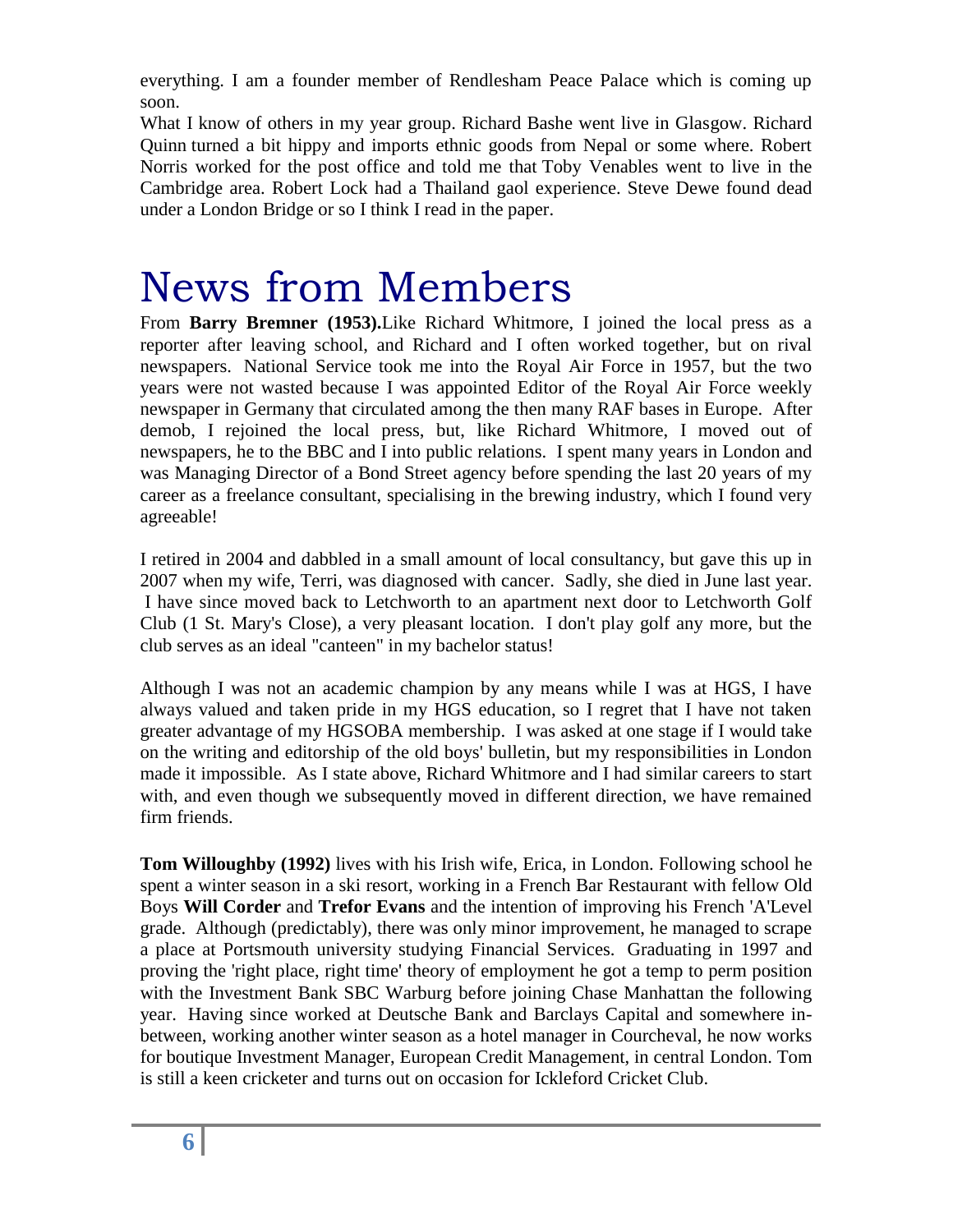everything. I am a founder member of Rendlesham Peace Palace which is coming up soon.

What I know of others in my year group. Richard Bashe went live in Glasgow. Richard Quinn turned a bit hippy and imports ethnic goods from Nepal or some where. Robert Norris worked for the post office and told me that Toby Venables went to live in the Cambridge area. Robert Lock had a Thailand gaol experience. Steve Dewe found dead under a London Bridge or so I think I read in the paper.

# News from Members

From **Barry Bremner (1953).**Like Richard Whitmore, I joined the local press as a reporter after leaving school, and Richard and I often worked together, but on rival newspapers. National Service took me into the Royal Air Force in 1957, but the two years were not wasted because I was appointed Editor of the Royal Air Force weekly newspaper in Germany that circulated among the then many RAF bases in Europe. After demob, I rejoined the local press, but, like Richard Whitmore, I moved out of newspapers, he to the BBC and I into public relations. I spent many years in London and was Managing Director of a Bond Street agency before spending the last 20 years of my career as a freelance consultant, specialising in the brewing industry, which I found very agreeable!

I retired in 2004 and dabbled in a small amount of local consultancy, but gave this up in 2007 when my wife, Terri, was diagnosed with cancer. Sadly, she died in June last year. I have since moved back to Letchworth to an apartment next door to Letchworth Golf Club (1 St. Mary's Close), a very pleasant location. I don't play golf any more, but the club serves as an ideal "canteen" in my bachelor status!

Although I was not an academic champion by any means while I was at HGS, I have always valued and taken pride in my HGS education, so I regret that I have not taken greater advantage of my HGSOBA membership. I was asked at one stage if I would take on the writing and editorship of the old boys' bulletin, but my responsibilities in London made it impossible. As I state above, Richard Whitmore and I had similar careers to start with, and even though we subsequently moved in different direction, we have remained firm friends.

**Tom Willoughby (1992)** lives with his Irish wife, Erica, in London. Following school he spent a winter season in a ski resort, working in a French Bar Restaurant with fellow Old Boys **Will Corder** and **Trefor Evans** and the intention of improving his French 'A'Level grade. Although (predictably), there was only minor improvement, he managed to scrape a place at Portsmouth university studying Financial Services. Graduating in 1997 and proving the 'right place, right time' theory of employment he got a temp to perm position with the Investment Bank SBC Warburg before joining Chase Manhattan the following year. Having since worked at Deutsche Bank and Barclays Capital and somewhere in-between, working another winter season as a hotel manager in Courcheval, he now works for boutique Investment Manager, European Credit Management, in central London. Tom is still a keen cricketer and turns out on occasion for Ickleford Cricket Club.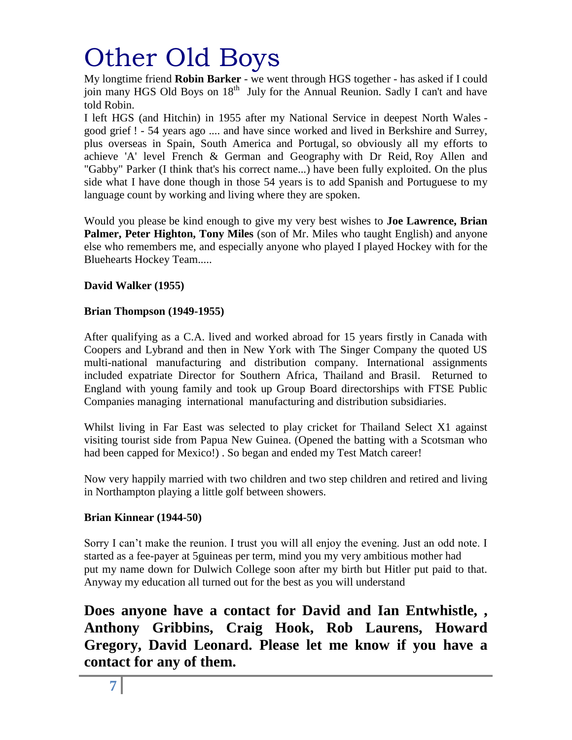# Other Old Boys

My longtime friend **Robin Barker** - we went through HGS together - has asked if I could join many HGS Old Boys on 18th July for the Annual Reunion. Sadly I can't and have told Robin.

I left HGS (and Hitchin) in 1955 after my National Service in deepest North Wales - good grief ! - 54 years ago .... and have since worked and lived in Berkshire and Surrey, plus overseas in Spain, South America and Portugal, so obviously all my efforts to achieve 'A' level French & German and Geography with Dr Reid, Roy Allen and "Gabby" Parker (I think that's his correct name...) have been fully exploited. On the plus side what I have done though in those 54 years is to add Spanish and Portuguese to my language count by working and living where they are spoken.

Would you please be kind enough to give my very best wishes to **Joe Lawrence, Brian Palmer, Peter Highton, Tony Miles** (son of Mr. Miles who taught English) and anyone else who remembers me, and especially anyone who played I played Hockey with for the Bluehearts Hockey Team.....

**David Walker (1955)**

**Brian Thompson (1949-1955)**

After qualifying as a C.A. lived and worked abroad for 15 years firstly in Canada with Coopers and Lybrand and then in New York with The Singer Company the quoted US multi-national manufacturing and distribution company. International assignments included expatriate Director for Southern Africa, Thailand and Brasil. Returned to England with young family and took up Group Board directorships with FTSE Public Companies managing international manufacturing and distribution subsidiaries.

Whilst living in Far East was selected to play cricket for Thailand Select X1 against visiting tourist side from Papua New Guinea. (Opened the batting with a Scotsman who had been capped for Mexico!) . So began and ended my Test Match career!

Now very happily married with two children and two step children and retired and living in Northampton playing a little golf between showers.

**Brian Kinnear (1944-50)**

Sorry I can't make the reunion. I trust you will all enjoy the evening. Just an odd note. I started as a fee-payer at 5guineas per term, mind you my very ambitious mother had put my name down for Dulwich College soon after my birth but Hitler put paid to that. Anyway my education all turned out for the best as you will understand

## Does anyone have a contact for David and Ian Entwhistle, , Anthony Gribbins, Craig Hook, Rob Laurens, Howard Gregory, David Leonard. Please let me know if you have a contact for any of them.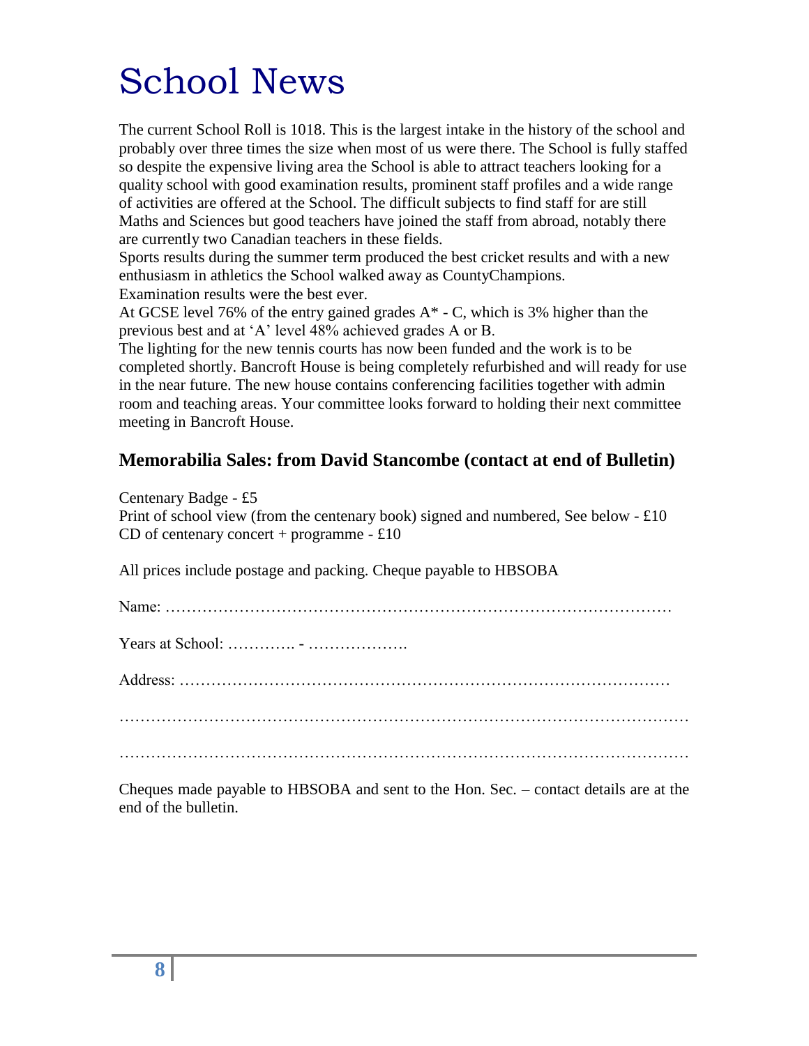# School News

The current School Roll is 1018. This is the largest intake in the history of the school and probably over three times the size when most of us were there. The School is fully staffed so despite the expensive living area the School is able to attract teachers looking for a quality school with good examination results, prominent staff profiles and a wide range of activities are offered at the School. The difficult subjects to find staff for are still Maths and Sciences but good teachers have joined the staff from abroad, notably there are currently two Canadian teachers in these fields.

Sports results during the summer term produced the best cricket results and with a new enthusiasm in athletics the School walked away as CountyChampions.

Examination results were the best ever.

At GCSE level 76% of the entry gained grades A* - C, which is 3% higher than the previous best and at 'A' level 48% achieved grades A or B.

The lighting for the new tennis courts has now been funded and the work is to be completed shortly. Bancroft House is being completely refurbished and will ready for use in the near future. The new house contains conferencing facilities together with admin room and teaching areas. Your committee looks forward to holding their next committee meeting in Bancroft House.

### Memorabilia Sales: from David Stancombe (contact at end of Bulletin)

Centenary Badge - £5

Print of school view (from the centenary book) signed and numbered, See below - £10

CD of centenary concert + programme - £10

All prices include postage and packing. Cheque payable to HBSOBA

Name: …………………………………………………………………………………

Years at School: …………. - ……………….

Address: ………………………………………………………………………………

…………………………………………………………………………………………

…………………………………………………………………………………………

Cheques made payable to HBSOBA and sent to the Hon. Sec. – contact details are at the end of the bulletin.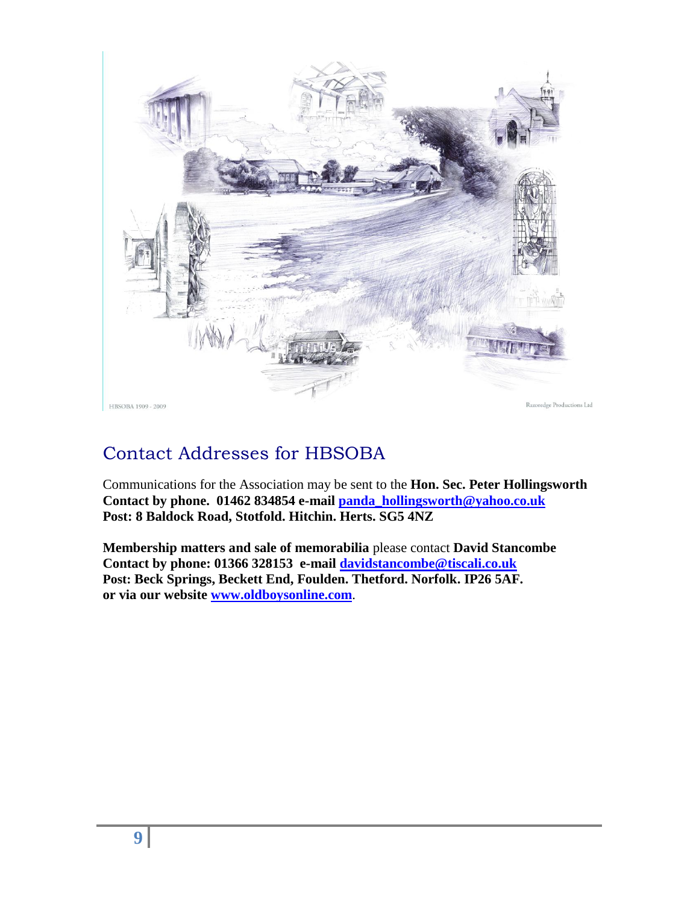HBSOBA 1909 - 2009

Razoredge Productions Ltd

## Contact Addresses for HBSOBA

Communications for the Association may be sent to the **Hon. Sec. Peter Hollingsworth**
**Contact by phone. 01462 834854 e-mail [panda_hollingsworth@yahoo.co.uk](mailto:panda_hollingsworth@yahoo.co.uk)**
**Post: 8 Baldock Road, Stotfold. Hitchin. Herts. SG5 4NZ**

**Membership matters and sale of memorabilia** please contact **David Stancombe**
**Contact by phone: 01366 328153 e-mail [davidstancombe@tiscali.co.uk](mailto:davidstancombe@tiscali.co.uk)**
**Post: Beck Springs, Beckett End, Foulden. Thetford. Norfolk. IP26 5AF.**
**or via our website [www.oldboysonline.com](http://www.oldboysonline.com)**.